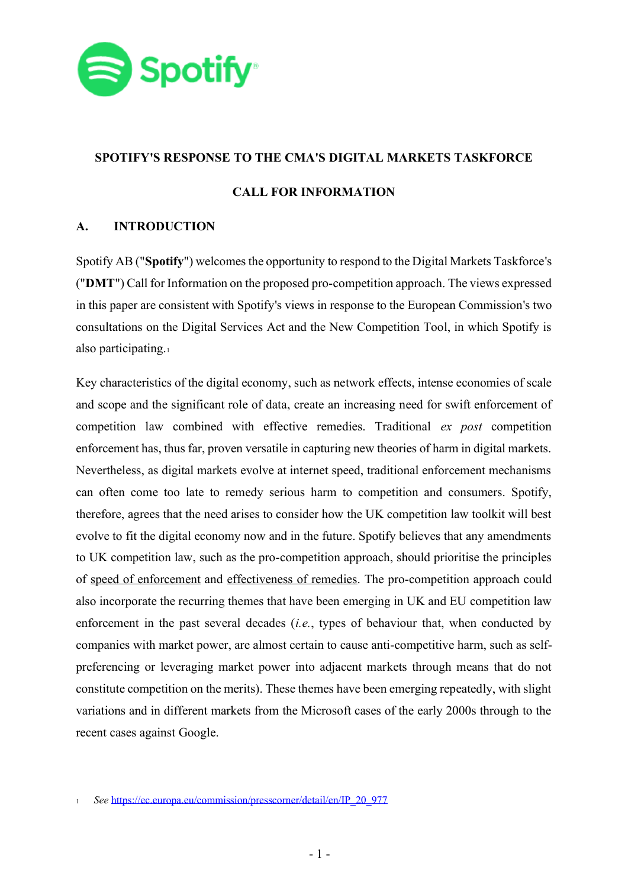# SPOTIFY'S RESPONSE TO THE CMA'S DIGITAL MARKETS TASKFORCE CALL FOR INFORMATION

## A. INTRODUCTION

Spotify AB ("**Spotify**") welcomes the opportunity to respond to the Digital Markets Taskforce's ("**DMT**") Call for Information on the proposed pro-competition approach. The views expressed in this paper are consistent with Spotify's views in response to the European Commission's two consultations on the Digital Services Act and the New Competition Tool, in which Spotify is also participating.[1]

Key characteristics of the digital economy, such as network effects, intense economies of scale and scope and the significant role of data, create an increasing need for swift enforcement of competition law combined with effective remedies. Traditional *ex post* competition enforcement has, thus far, proven versatile in capturing new theories of harm in digital markets. Nevertheless, as digital markets evolve at internet speed, traditional enforcement mechanisms can often come too late to remedy serious harm to competition and consumers. Spotify, therefore, agrees that the need arises to consider how the UK competition law toolkit will best evolve to fit the digital economy now and in the future. Spotify believes that any amendments to UK competition law, such as the pro-competition approach, should prioritise the principles of <u>speed of enforcement</u> and <u>effectiveness of remedies</u>. The pro-competition approach could also incorporate the recurring themes that have been emerging in UK and EU competition law enforcement in the past several decades (*i.e.*, types of behaviour that, when conducted by companies with market power, are almost certain to cause anti-competitive harm, such as self-preferencing or leveraging market power into adjacent markets through means that do not constitute competition on the merits). These themes have been emerging repeatedly, with slight variations and in different markets from the Microsoft cases of the early 2000s through to the recent cases against Google.

[1] *See* https://ec.europa.eu/commission/presscorner/detail/en/IP_20_977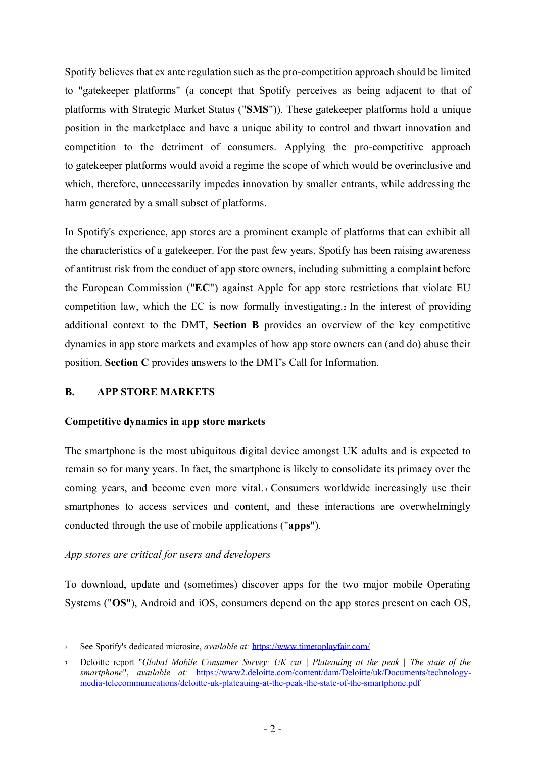Spotify believes that ex ante regulation such as the pro-competition approach should be limited to "gatekeeper platforms" (a concept that Spotify perceives as being adjacent to that of platforms with Strategic Market Status ("**SMS**")). These gatekeeper platforms hold a unique position in the marketplace and have a unique ability to control and thwart innovation and competition to the detriment of consumers. Applying the pro-competitive approach to gatekeeper platforms would avoid a regime the scope of which would be overinclusive and which, therefore, unnecessarily impedes innovation by smaller entrants, while addressing the harm generated by a small subset of platforms.

In Spotify's experience, app stores are a prominent example of platforms that can exhibit all the characteristics of a gatekeeper. For the past few years, Spotify has been raising awareness of antitrust risk from the conduct of app store owners, including submitting a complaint before the European Commission ("**EC**") against Apple for app store restrictions that violate EU competition law, which the EC is now formally investigating.[2] In the interest of providing additional context to the DMT, **Section B** provides an overview of the key competitive dynamics in app store markets and examples of how app store owners can (and do) abuse their position. **Section C** provides answers to the DMT's Call for Information.

## B. APP STORE MARKETS

### Competitive dynamics in app store markets

The smartphone is the most ubiquitous digital device amongst UK adults and is expected to remain so for many years. In fact, the smartphone is likely to consolidate its primacy over the coming years, and become even more vital.[3] Consumers worldwide increasingly use their smartphones to access services and content, and these interactions are overwhelmingly conducted through the use of mobile applications ("**apps**").

*App stores are critical for users and developers*

To download, update and (sometimes) discover apps for the two major mobile Operating Systems ("**OS**"), Android and iOS, consumers depend on the app stores present on each OS,

---

2 See Spotify's dedicated microsite, *available at:* https://www.timetoplayfair.com/

3 Deloitte report "*Global Mobile Consumer Survey: UK cut | Plateauing at the peak | The state of the smartphone*", *available at:* https://www2.deloitte.com/content/dam/Deloitte/uk/Documents/technology-media-telecommunications/deloitte-uk-plateauing-at-the-peak-the-state-of-the-smartphone.pdf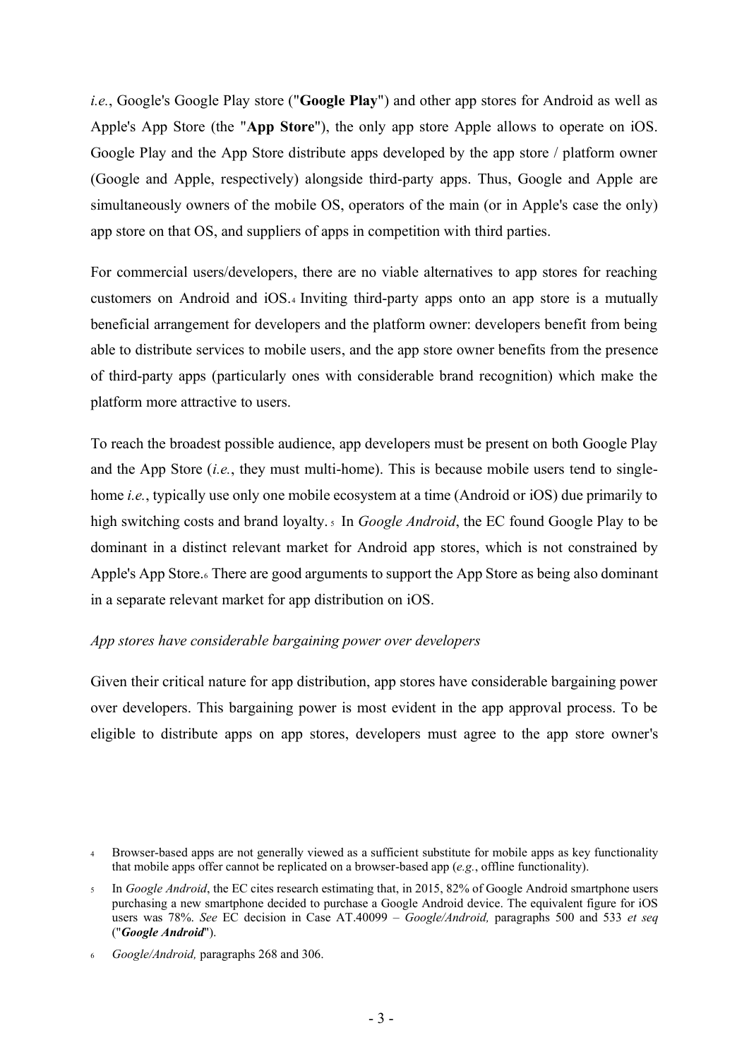*i.e.*, Google's Google Play store ("**Google Play**") and other app stores for Android as well as Apple's App Store (the "**App Store**"), the only app store Apple allows to operate on iOS. Google Play and the App Store distribute apps developed by the app store / platform owner (Google and Apple, respectively) alongside third-party apps. Thus, Google and Apple are simultaneously owners of the mobile OS, operators of the main (or in Apple's case the only) app store on that OS, and suppliers of apps in competition with third parties.

For commercial users/developers, there are no viable alternatives to app stores for reaching customers on Android and iOS.[4] Inviting third-party apps onto an app store is a mutually beneficial arrangement for developers and the platform owner: developers benefit from being able to distribute services to mobile users, and the app store owner benefits from the presence of third-party apps (particularly ones with considerable brand recognition) which make the platform more attractive to users.

To reach the broadest possible audience, app developers must be present on both Google Play and the App Store (*i.e.*, they must multi-home). This is because mobile users tend to single-home *i.e.*, typically use only one mobile ecosystem at a time (Android or iOS) due primarily to high switching costs and brand loyalty.[5] In *Google Android*, the EC found Google Play to be dominant in a distinct relevant market for Android app stores, which is not constrained by Apple's App Store.[6] There are good arguments to support the App Store as being also dominant in a separate relevant market for app distribution on iOS.

*App stores have considerable bargaining power over developers*

Given their critical nature for app distribution, app stores have considerable bargaining power over developers. This bargaining power is most evident in the app approval process. To be eligible to distribute apps on app stores, developers must agree to the app store owner's

---

[4] Browser-based apps are not generally viewed as a sufficient substitute for mobile apps as key functionality that mobile apps offer cannot be replicated on a browser-based app (*e.g.*, offline functionality).

[5] In *Google Android*, the EC cites research estimating that, in 2015, 82% of Google Android smartphone users purchasing a new smartphone decided to purchase a Google Android device. The equivalent figure for iOS users was 78%. *See* EC decision in Case AT.40099 – *Google/Android,* paragraphs 500 and 533 *et seq* ("***Google Android***").

[6] *Google/Android,* paragraphs 268 and 306.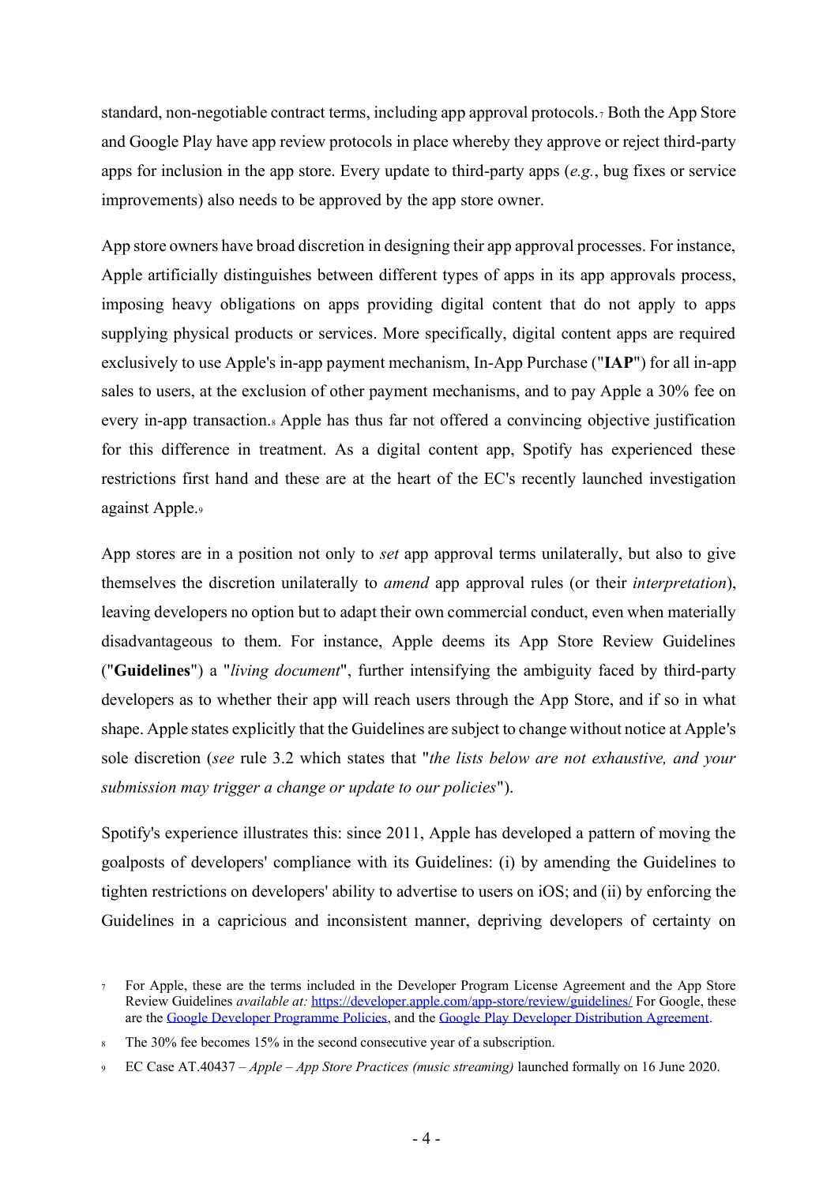standard, non-negotiable contract terms, including app approval protocols.[7] Both the App Store and Google Play have app review protocols in place whereby they approve or reject third-party apps for inclusion in the app store. Every update to third-party apps (*e.g.*, bug fixes or service improvements) also needs to be approved by the app store owner.

App store owners have broad discretion in designing their app approval processes. For instance, Apple artificially distinguishes between different types of apps in its app approvals process, imposing heavy obligations on apps providing digital content that do not apply to apps supplying physical products or services. More specifically, digital content apps are required exclusively to use Apple's in-app payment mechanism, In-App Purchase ("**IAP**") for all in-app sales to users, at the exclusion of other payment mechanisms, and to pay Apple a 30% fee on every in-app transaction.[8] Apple has thus far not offered a convincing objective justification for this difference in treatment. As a digital content app, Spotify has experienced these restrictions first hand and these are at the heart of the EC's recently launched investigation against Apple.[9]

App stores are in a position not only to *set* app approval terms unilaterally, but also to give themselves the discretion unilaterally to *amend* app approval rules (or their *interpretation*), leaving developers no option but to adapt their own commercial conduct, even when materially disadvantageous to them. For instance, Apple deems its App Store Review Guidelines ("**Guidelines**") a "*living document*", further intensifying the ambiguity faced by third-party developers as to whether their app will reach users through the App Store, and if so in what shape. Apple states explicitly that the Guidelines are subject to change without notice at Apple's sole discretion (*see* rule 3.2 which states that "*the lists below are not exhaustive, and your submission may trigger a change or update to our policies*").

Spotify's experience illustrates this: since 2011, Apple has developed a pattern of moving the goalposts of developers' compliance with its Guidelines: (i) by amending the Guidelines to tighten restrictions on developers' ability to advertise to users on iOS; and (ii) by enforcing the Guidelines in a capricious and inconsistent manner, depriving developers of certainty on

---

[7] For Apple, these are the terms included in the Developer Program License Agreement and the App Store Review Guidelines *available at:* [https://developer.apple.com/app-store/review/guidelines/](https://developer.apple.com/app-store/review/guidelines/) For Google, these are the Google Developer Programme Policies, and the Google Play Developer Distribution Agreement.

[8] The 30% fee becomes 15% in the second consecutive year of a subscription.

[9] EC Case AT.40437 – *Apple – App Store Practices (music streaming)* launched formally on 16 June 2020.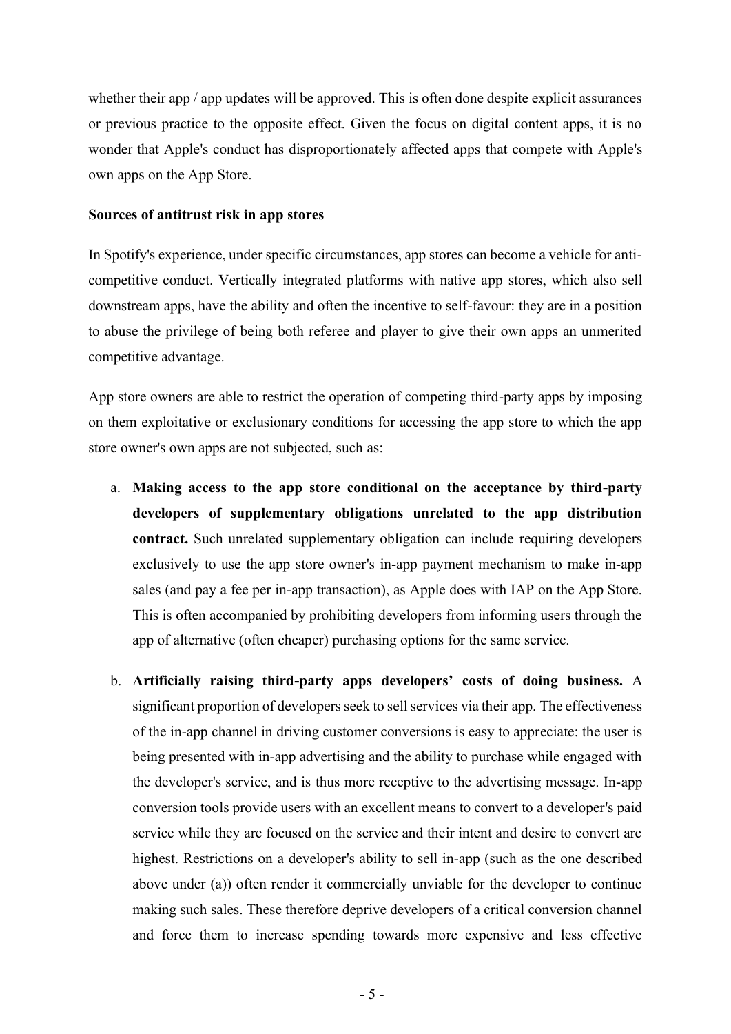whether their app / app updates will be approved. This is often done despite explicit assurances or previous practice to the opposite effect. Given the focus on digital content apps, it is no wonder that Apple's conduct has disproportionately affected apps that compete with Apple's own apps on the App Store.

**Sources of antitrust risk in app stores**

In Spotify's experience, under specific circumstances, app stores can become a vehicle for anti-competitive conduct. Vertically integrated platforms with native app stores, which also sell downstream apps, have the ability and often the incentive to self-favour: they are in a position to abuse the privilege of being both referee and player to give their own apps an unmerited competitive advantage.

App store owners are able to restrict the operation of competing third-party apps by imposing on them exploitative or exclusionary conditions for accessing the app store to which the app store owner's own apps are not subjected, such as:

a. **Making access to the app store conditional on the acceptance by third-party developers of supplementary obligations unrelated to the app distribution contract.** Such unrelated supplementary obligation can include requiring developers exclusively to use the app store owner's in-app payment mechanism to make in-app sales (and pay a fee per in-app transaction), as Apple does with IAP on the App Store. This is often accompanied by prohibiting developers from informing users through the app of alternative (often cheaper) purchasing options for the same service.

b. **Artificially raising third-party apps developers' costs of doing business.** A significant proportion of developers seek to sell services via their app. The effectiveness of the in-app channel in driving customer conversions is easy to appreciate: the user is being presented with in-app advertising and the ability to purchase while engaged with the developer's service, and is thus more receptive to the advertising message. In-app conversion tools provide users with an excellent means to convert to a developer's paid service while they are focused on the service and their intent and desire to convert are highest. Restrictions on a developer's ability to sell in-app (such as the one described above under (a)) often render it commercially unviable for the developer to continue making such sales. These therefore deprive developers of a critical conversion channel and force them to increase spending towards more expensive and less effective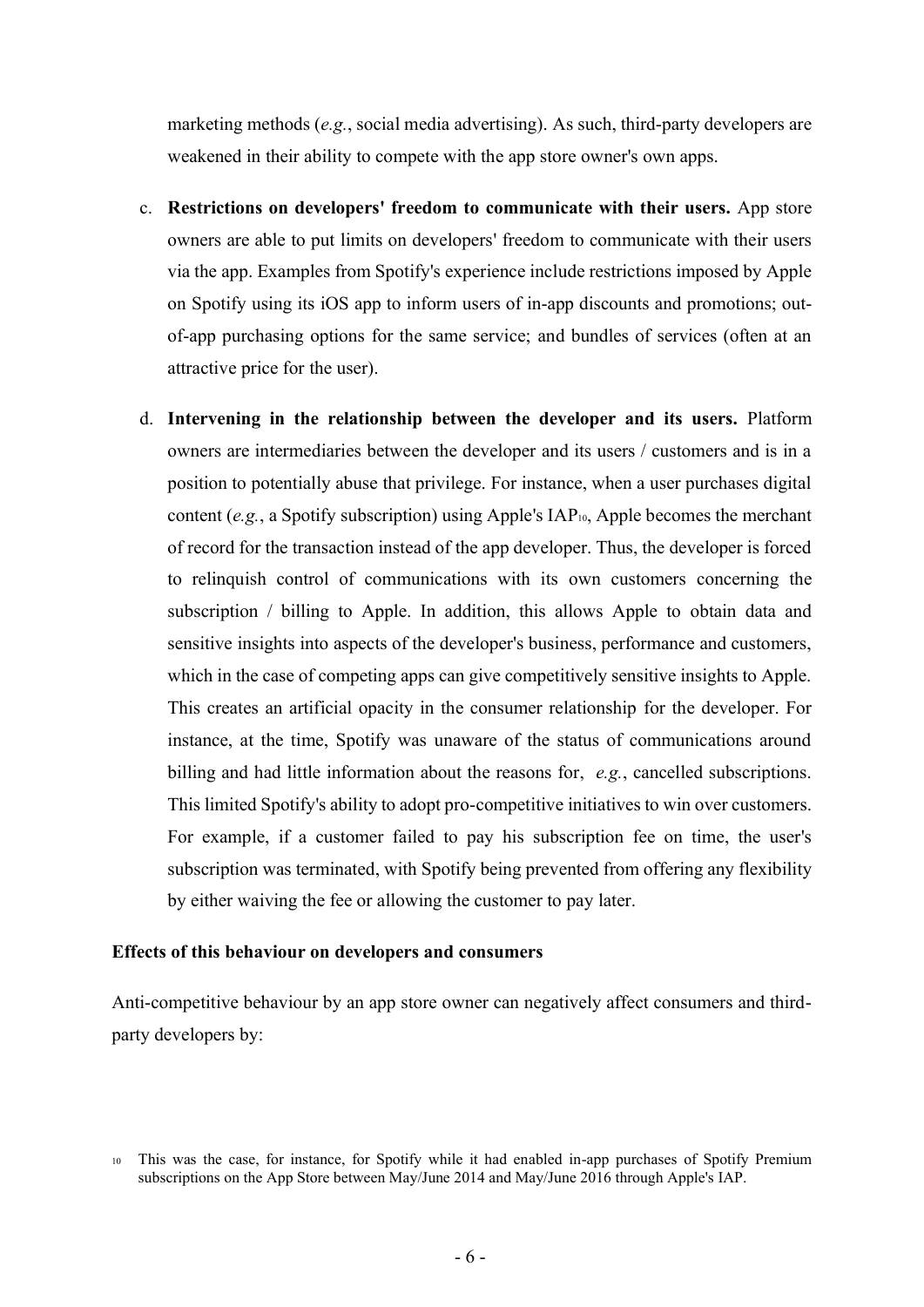marketing methods (*e.g.*, social media advertising). As such, third-party developers are weakened in their ability to compete with the app store owner's own apps.

c. **Restrictions on developers' freedom to communicate with their users.** App store owners are able to put limits on developers' freedom to communicate with their users via the app. Examples from Spotify's experience include restrictions imposed by Apple on Spotify using its iOS app to inform users of in-app discounts and promotions; out-of-app purchasing options for the same service; and bundles of services (often at an attractive price for the user).

d. **Intervening in the relationship between the developer and its users.** Platform owners are intermediaries between the developer and its users / customers and is in a position to potentially abuse that privilege. For instance, when a user purchases digital content (*e.g.*, a Spotify subscription) using Apple's IAP[10], Apple becomes the merchant of record for the transaction instead of the app developer. Thus, the developer is forced to relinquish control of communications with its own customers concerning the subscription / billing to Apple. In addition, this allows Apple to obtain data and sensitive insights into aspects of the developer's business, performance and customers, which in the case of competing apps can give competitively sensitive insights to Apple. This creates an artificial opacity in the consumer relationship for the developer. For instance, at the time, Spotify was unaware of the status of communications around billing and had little information about the reasons for, *e.g.*, cancelled subscriptions. This limited Spotify's ability to adopt pro-competitive initiatives to win over customers. For example, if a customer failed to pay his subscription fee on time, the user's subscription was terminated, with Spotify being prevented from offering any flexibility by either waiving the fee or allowing the customer to pay later.

**Effects of this behaviour on developers and consumers**

Anti-competitive behaviour by an app store owner can negatively affect consumers and third-party developers by:

[10] This was the case, for instance, for Spotify while it had enabled in-app purchases of Spotify Premium subscriptions on the App Store between May/June 2014 and May/June 2016 through Apple's IAP.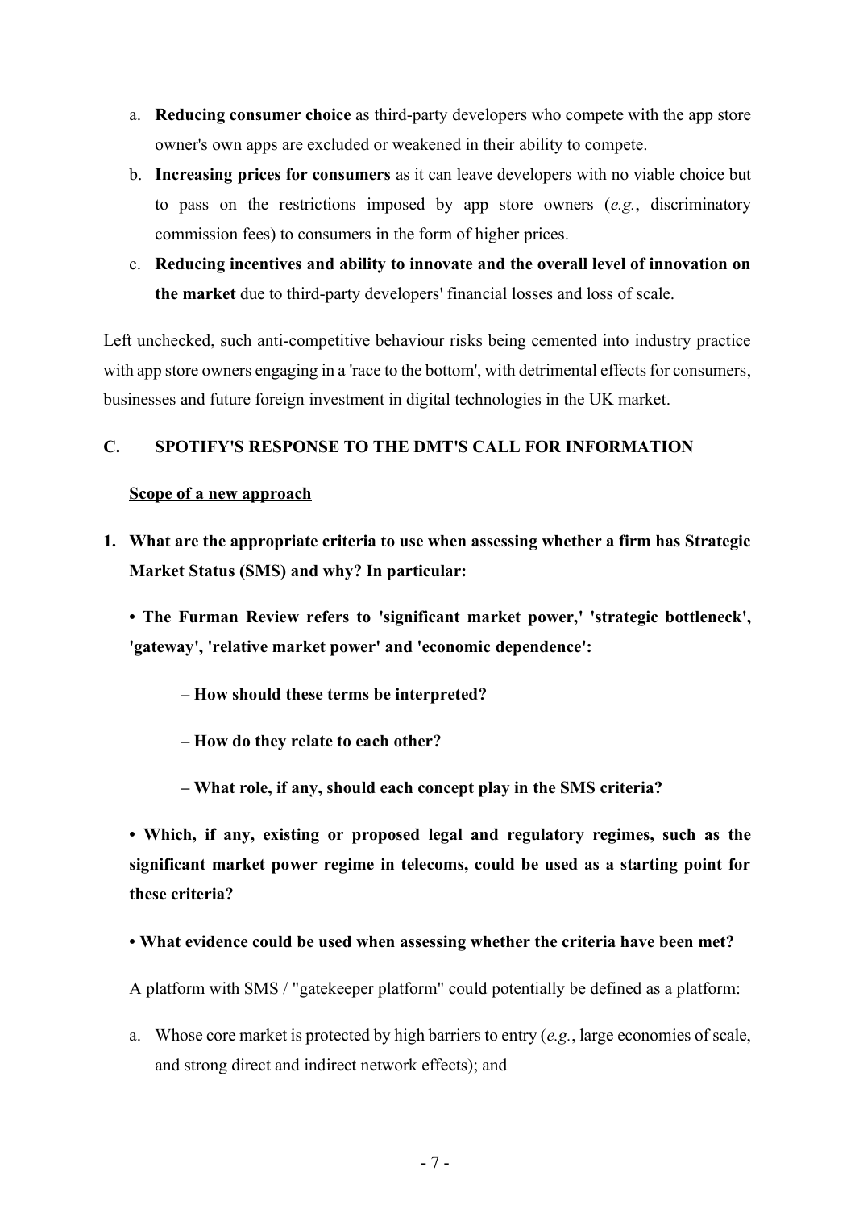a. **Reducing consumer choice** as third-party developers who compete with the app store owner's own apps are excluded or weakened in their ability to compete.

b. **Increasing prices for consumers** as it can leave developers with no viable choice but to pass on the restrictions imposed by app store owners (*e.g.*, discriminatory commission fees) to consumers in the form of higher prices.

c. **Reducing incentives and ability to innovate and the overall level of innovation on the market** due to third-party developers' financial losses and loss of scale.

Left unchecked, such anti-competitive behaviour risks being cemented into industry practice with app store owners engaging in a 'race to the bottom', with detrimental effects for consumers, businesses and future foreign investment in digital technologies in the UK market.

## C. SPOTIFY'S RESPONSE TO THE DMT'S CALL FOR INFORMATION

### Scope of a new approach

**1. What are the appropriate criteria to use when assessing whether a firm has Strategic Market Status (SMS) and why? In particular:**

**• The Furman Review refers to 'significant market power,' 'strategic bottleneck', 'gateway', 'relative market power' and 'economic dependence':**

**– How should these terms be interpreted?**

**– How do they relate to each other?**

**– What role, if any, should each concept play in the SMS criteria?**

**• Which, if any, existing or proposed legal and regulatory regimes, such as the significant market power regime in telecoms, could be used as a starting point for these criteria?**

**• What evidence could be used when assessing whether the criteria have been met?**

A platform with SMS / "gatekeeper platform" could potentially be defined as a platform:

a. Whose core market is protected by high barriers to entry (*e.g.*, large economies of scale, and strong direct and indirect network effects); and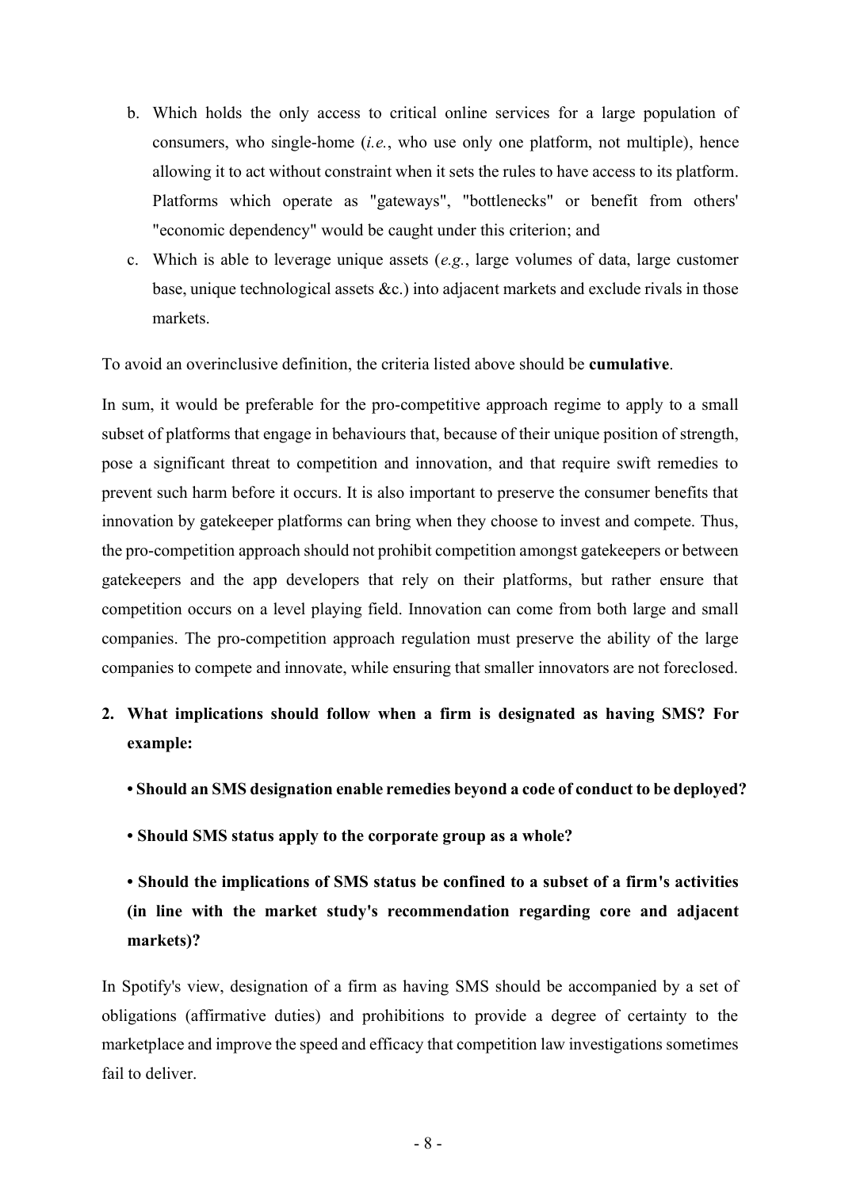b. Which holds the only access to critical online services for a large population of consumers, who single-home (*i.e.*, who use only one platform, not multiple), hence allowing it to act without constraint when it sets the rules to have access to its platform. Platforms which operate as "gateways", "bottlenecks" or benefit from others' "economic dependency" would be caught under this criterion; and

c. Which is able to leverage unique assets (*e.g.*, large volumes of data, large customer base, unique technological assets &c.) into adjacent markets and exclude rivals in those markets.

To avoid an overinclusive definition, the criteria listed above should be **cumulative**.

In sum, it would be preferable for the pro-competitive approach regime to apply to a small subset of platforms that engage in behaviours that, because of their unique position of strength, pose a significant threat to competition and innovation, and that require swift remedies to prevent such harm before it occurs. It is also important to preserve the consumer benefits that innovation by gatekeeper platforms can bring when they choose to invest and compete. Thus, the pro-competition approach should not prohibit competition amongst gatekeepers or between gatekeepers and the app developers that rely on their platforms, but rather ensure that competition occurs on a level playing field. Innovation can come from both large and small companies. The pro-competition approach regulation must preserve the ability of the large companies to compete and innovate, while ensuring that smaller innovators are not foreclosed.

**2. What implications should follow when a firm is designated as having SMS? For example:**

**• Should an SMS designation enable remedies beyond a code of conduct to be deployed?**

**• Should SMS status apply to the corporate group as a whole?**

**• Should the implications of SMS status be confined to a subset of a firm's activities (in line with the market study's recommendation regarding core and adjacent markets)?**

In Spotify's view, designation of a firm as having SMS should be accompanied by a set of obligations (affirmative duties) and prohibitions to provide a degree of certainty to the marketplace and improve the speed and efficacy that competition law investigations sometimes fail to deliver.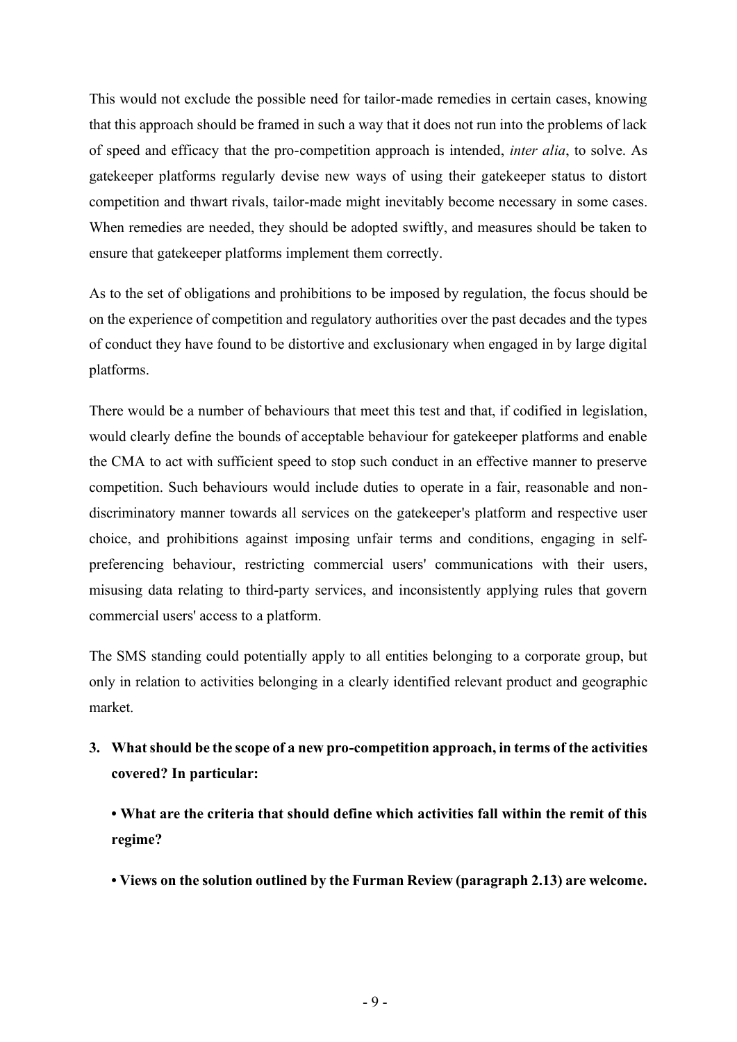This would not exclude the possible need for tailor-made remedies in certain cases, knowing that this approach should be framed in such a way that it does not run into the problems of lack of speed and efficacy that the pro-competition approach is intended, *inter alia*, to solve. As gatekeeper platforms regularly devise new ways of using their gatekeeper status to distort competition and thwart rivals, tailor-made might inevitably become necessary in some cases. When remedies are needed, they should be adopted swiftly, and measures should be taken to ensure that gatekeeper platforms implement them correctly.

As to the set of obligations and prohibitions to be imposed by regulation, the focus should be on the experience of competition and regulatory authorities over the past decades and the types of conduct they have found to be distortive and exclusionary when engaged in by large digital platforms.

There would be a number of behaviours that meet this test and that, if codified in legislation, would clearly define the bounds of acceptable behaviour for gatekeeper platforms and enable the CMA to act with sufficient speed to stop such conduct in an effective manner to preserve competition. Such behaviours would include duties to operate in a fair, reasonable and non-discriminatory manner towards all services on the gatekeeper's platform and respective user choice, and prohibitions against imposing unfair terms and conditions, engaging in self-preferencing behaviour, restricting commercial users' communications with their users, misusing data relating to third-party services, and inconsistently applying rules that govern commercial users' access to a platform.

The SMS standing could potentially apply to all entities belonging to a corporate group, but only in relation to activities belonging in a clearly identified relevant product and geographic market.

3. **What should be the scope of a new pro-competition approach, in terms of the activities covered? In particular:**

    **• What are the criteria that should define which activities fall within the remit of this regime?**

    **• Views on the solution outlined by the Furman Review (paragraph 2.13) are welcome.**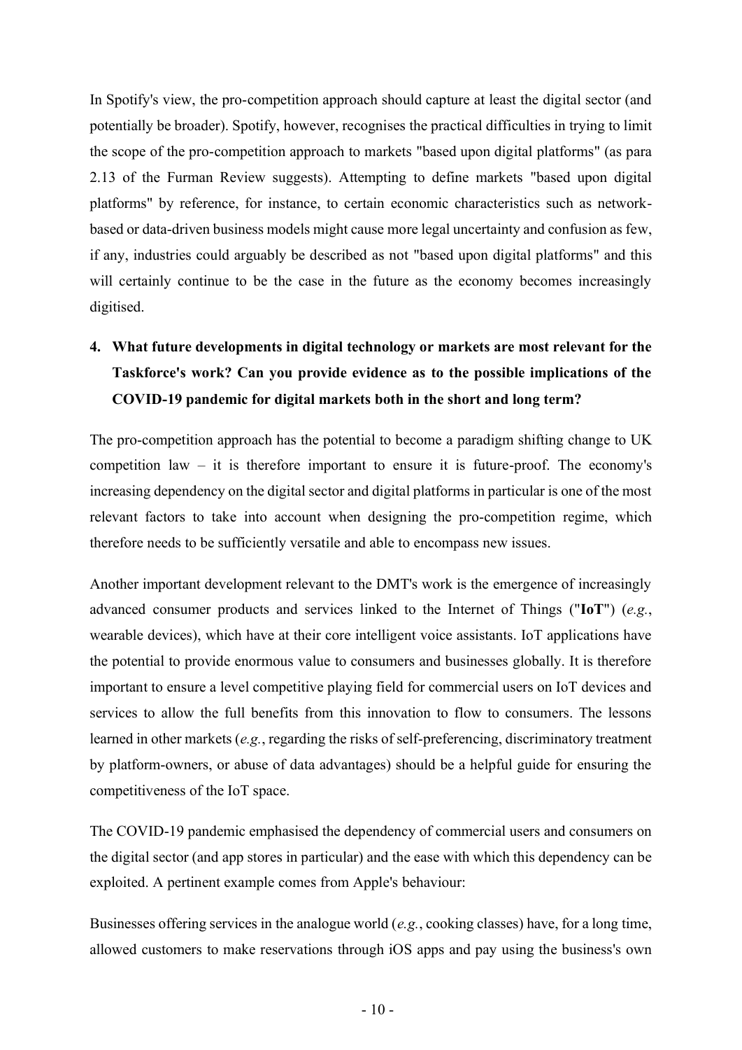In Spotify's view, the pro-competition approach should capture at least the digital sector (and potentially be broader). Spotify, however, recognises the practical difficulties in trying to limit the scope of the pro-competition approach to markets "based upon digital platforms" (as para 2.13 of the Furman Review suggests). Attempting to define markets "based upon digital platforms" by reference, for instance, to certain economic characteristics such as network-based or data-driven business models might cause more legal uncertainty and confusion as few, if any, industries could arguably be described as not "based upon digital platforms" and this will certainly continue to be the case in the future as the economy becomes increasingly digitised.

4. **What future developments in digital technology or markets are most relevant for the Taskforce's work? Can you provide evidence as to the possible implications of the COVID-19 pandemic for digital markets both in the short and long term?**

The pro-competition approach has the potential to become a paradigm shifting change to UK competition law – it is therefore important to ensure it is future-proof. The economy's increasing dependency on the digital sector and digital platforms in particular is one of the most relevant factors to take into account when designing the pro-competition regime, which therefore needs to be sufficiently versatile and able to encompass new issues.

Another important development relevant to the DMT's work is the emergence of increasingly advanced consumer products and services linked to the Internet of Things ("**IoT**") (*e.g.*, wearable devices), which have at their core intelligent voice assistants. IoT applications have the potential to provide enormous value to consumers and businesses globally. It is therefore important to ensure a level competitive playing field for commercial users on IoT devices and services to allow the full benefits from this innovation to flow to consumers. The lessons learned in other markets (*e.g.*, regarding the risks of self-preferencing, discriminatory treatment by platform-owners, or abuse of data advantages) should be a helpful guide for ensuring the competitiveness of the IoT space.

The COVID-19 pandemic emphasised the dependency of commercial users and consumers on the digital sector (and app stores in particular) and the ease with which this dependency can be exploited. A pertinent example comes from Apple's behaviour:

Businesses offering services in the analogue world (*e.g.*, cooking classes) have, for a long time, allowed customers to make reservations through iOS apps and pay using the business's own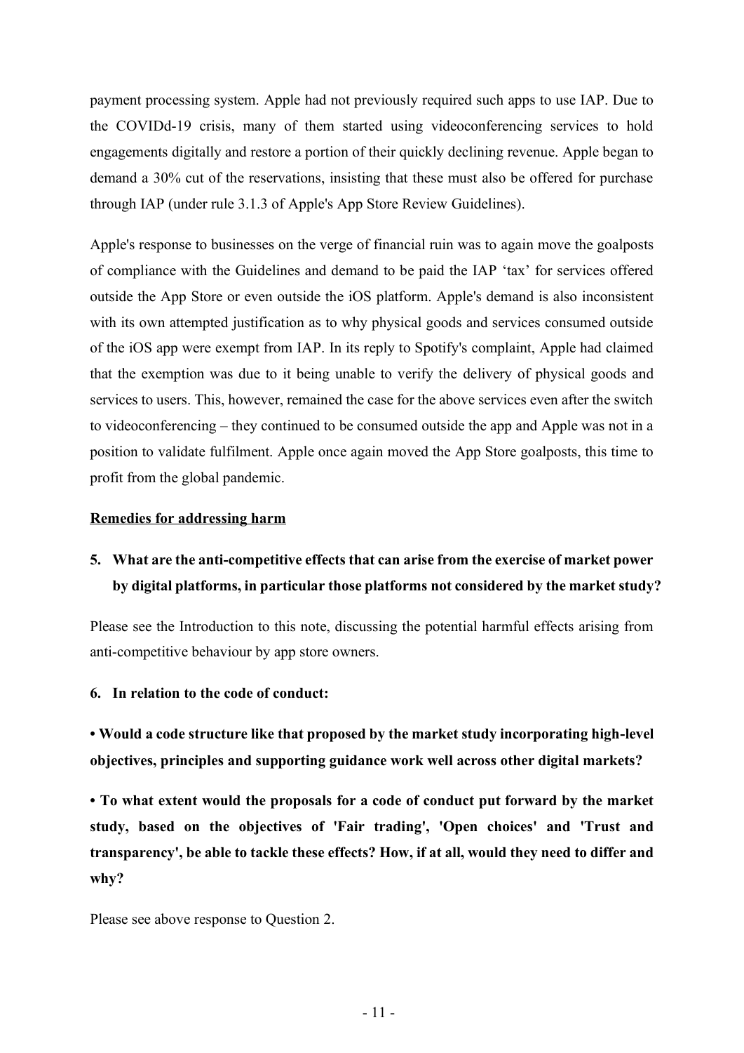payment processing system. Apple had not previously required such apps to use IAP. Due to the COVIDd-19 crisis, many of them started using videoconferencing services to hold engagements digitally and restore a portion of their quickly declining revenue. Apple began to demand a 30% cut of the reservations, insisting that these must also be offered for purchase through IAP (under rule 3.1.3 of Apple's App Store Review Guidelines).

Apple's response to businesses on the verge of financial ruin was to again move the goalposts of compliance with the Guidelines and demand to be paid the IAP 'tax' for services offered outside the App Store or even outside the iOS platform. Apple's demand is also inconsistent with its own attempted justification as to why physical goods and services consumed outside of the iOS app were exempt from IAP. In its reply to Spotify's complaint, Apple had claimed that the exemption was due to it being unable to verify the delivery of physical goods and services to users. This, however, remained the case for the above services even after the switch to videoconferencing – they continued to be consumed outside the app and Apple was not in a position to validate fulfilment. Apple once again moved the App Store goalposts, this time to profit from the global pandemic.

## Remedies for addressing harm

**5. What are the anti-competitive effects that can arise from the exercise of market power by digital platforms, in particular those platforms not considered by the market study?**

Please see the Introduction to this note, discussing the potential harmful effects arising from anti-competitive behaviour by app store owners.

**6. In relation to the code of conduct:**

**• Would a code structure like that proposed by the market study incorporating high-level objectives, principles and supporting guidance work well across other digital markets?**

**• To what extent would the proposals for a code of conduct put forward by the market study, based on the objectives of 'Fair trading', 'Open choices' and 'Trust and transparency', be able to tackle these effects? How, if at all, would they need to differ and why?**

Please see above response to Question 2.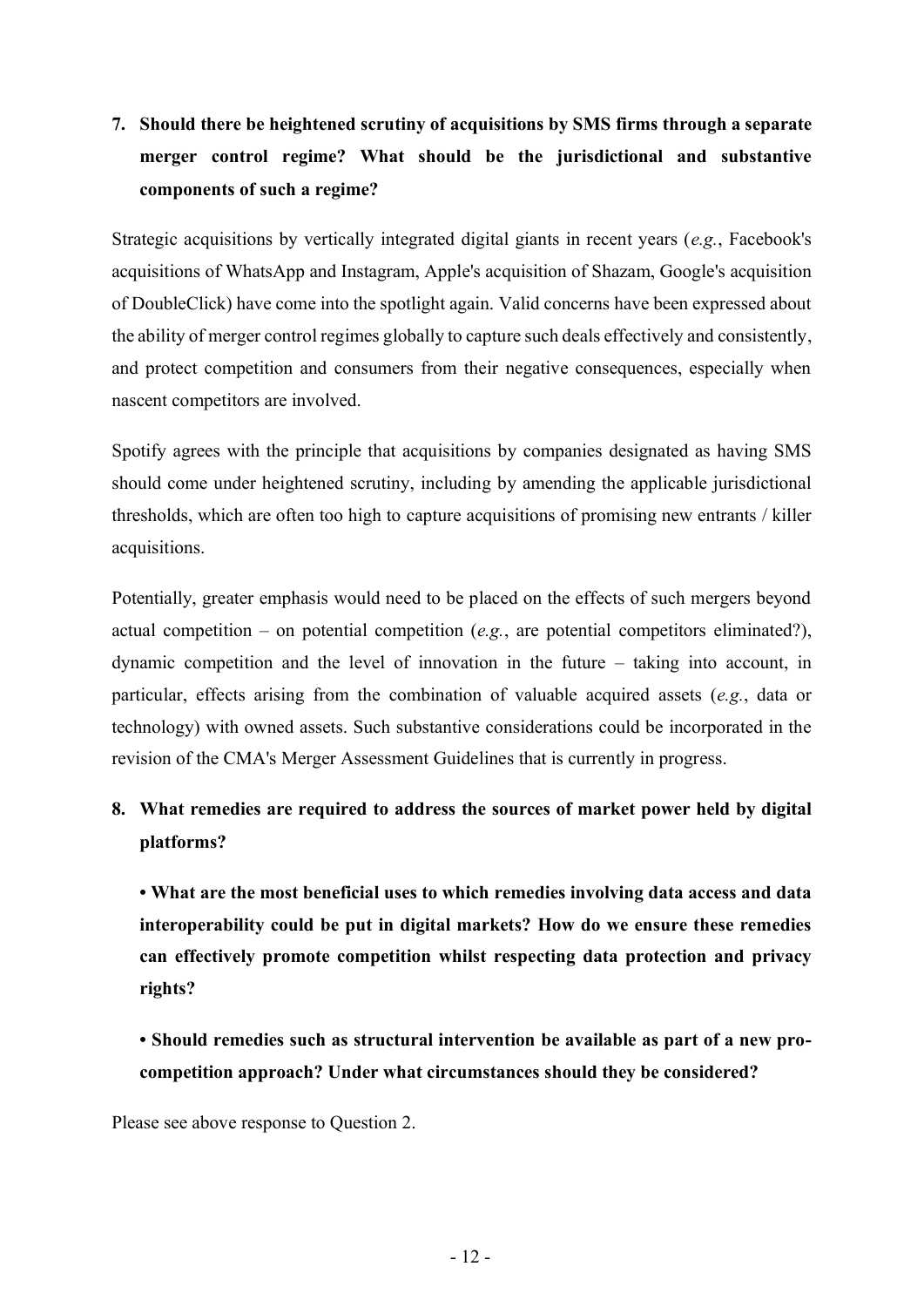**7. Should there be heightened scrutiny of acquisitions by SMS firms through a separate merger control regime? What should be the jurisdictional and substantive components of such a regime?**

Strategic acquisitions by vertically integrated digital giants in recent years (*e.g.*, Facebook's acquisitions of WhatsApp and Instagram, Apple's acquisition of Shazam, Google's acquisition of DoubleClick) have come into the spotlight again. Valid concerns have been expressed about the ability of merger control regimes globally to capture such deals effectively and consistently, and protect competition and consumers from their negative consequences, especially when nascent competitors are involved.

Spotify agrees with the principle that acquisitions by companies designated as having SMS should come under heightened scrutiny, including by amending the applicable jurisdictional thresholds, which are often too high to capture acquisitions of promising new entrants / killer acquisitions.

Potentially, greater emphasis would need to be placed on the effects of such mergers beyond actual competition – on potential competition (*e.g.*, are potential competitors eliminated?), dynamic competition and the level of innovation in the future – taking into account, in particular, effects arising from the combination of valuable acquired assets (*e.g.*, data or technology) with owned assets. Such substantive considerations could be incorporated in the revision of the CMA's Merger Assessment Guidelines that is currently in progress.

**8. What remedies are required to address the sources of market power held by digital platforms?**

- **What are the most beneficial uses to which remedies involving data access and data interoperability could be put in digital markets? How do we ensure these remedies can effectively promote competition whilst respecting data protection and privacy rights?**

- **Should remedies such as structural intervention be available as part of a new pro-competition approach? Under what circumstances should they be considered?**

Please see above response to Question 2.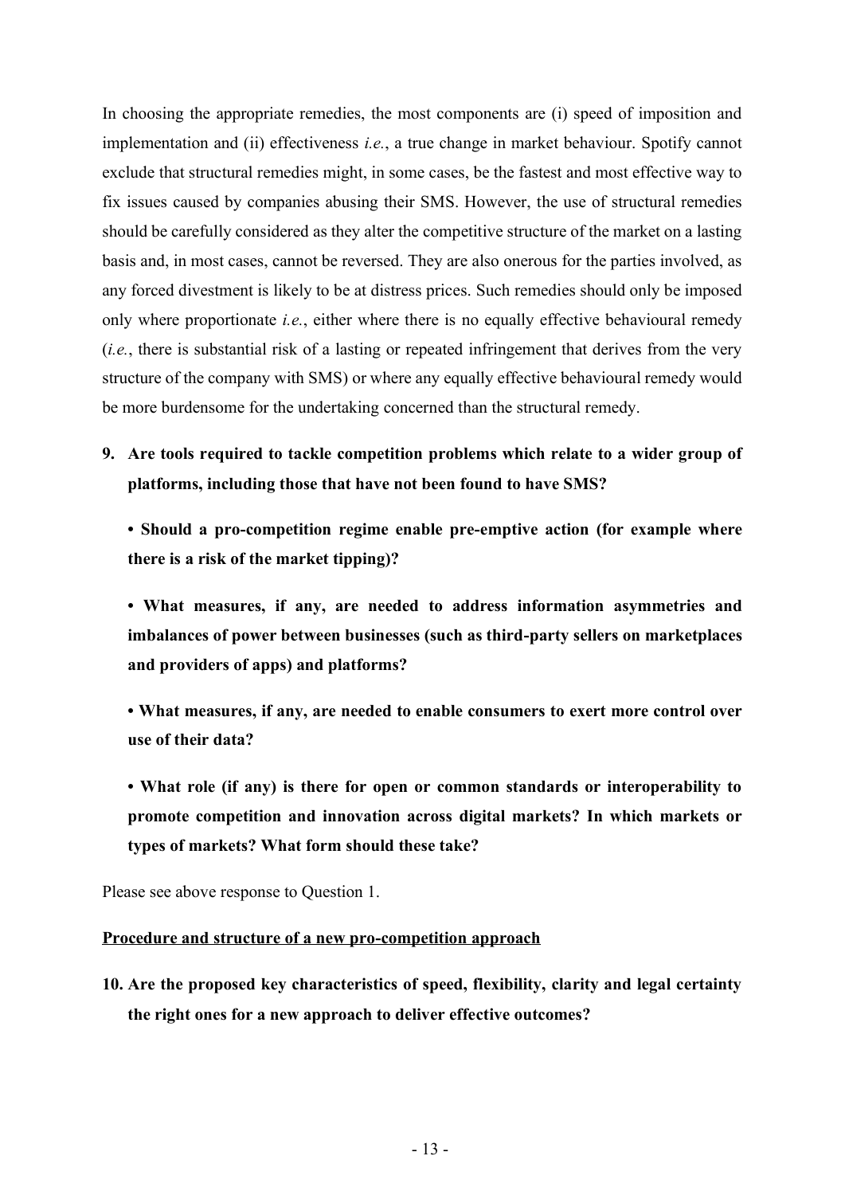In choosing the appropriate remedies, the most components are (i) speed of imposition and implementation and (ii) effectiveness *i.e.*, a true change in market behaviour. Spotify cannot exclude that structural remedies might, in some cases, be the fastest and most effective way to fix issues caused by companies abusing their SMS. However, the use of structural remedies should be carefully considered as they alter the competitive structure of the market on a lasting basis and, in most cases, cannot be reversed. They are also onerous for the parties involved, as any forced divestment is likely to be at distress prices. Such remedies should only be imposed only where proportionate *i.e.*, either where there is no equally effective behavioural remedy (*i.e.*, there is substantial risk of a lasting or repeated infringement that derives from the very structure of the company with SMS) or where any equally effective behavioural remedy would be more burdensome for the undertaking concerned than the structural remedy.

**9. Are tools required to tackle competition problems which relate to a wider group of platforms, including those that have not been found to have SMS?**

**• Should a pro-competition regime enable pre-emptive action (for example where there is a risk of the market tipping)?**

**• What measures, if any, are needed to address information asymmetries and imbalances of power between businesses (such as third-party sellers on marketplaces and providers of apps) and platforms?**

**• What measures, if any, are needed to enable consumers to exert more control over use of their data?**

**• What role (if any) is there for open or common standards or interoperability to promote competition and innovation across digital markets? In which markets or types of markets? What form should these take?**

Please see above response to Question 1.

<u>**Procedure and structure of a new pro-competition approach**</u>

**10. Are the proposed key characteristics of speed, flexibility, clarity and legal certainty the right ones for a new approach to deliver effective outcomes?**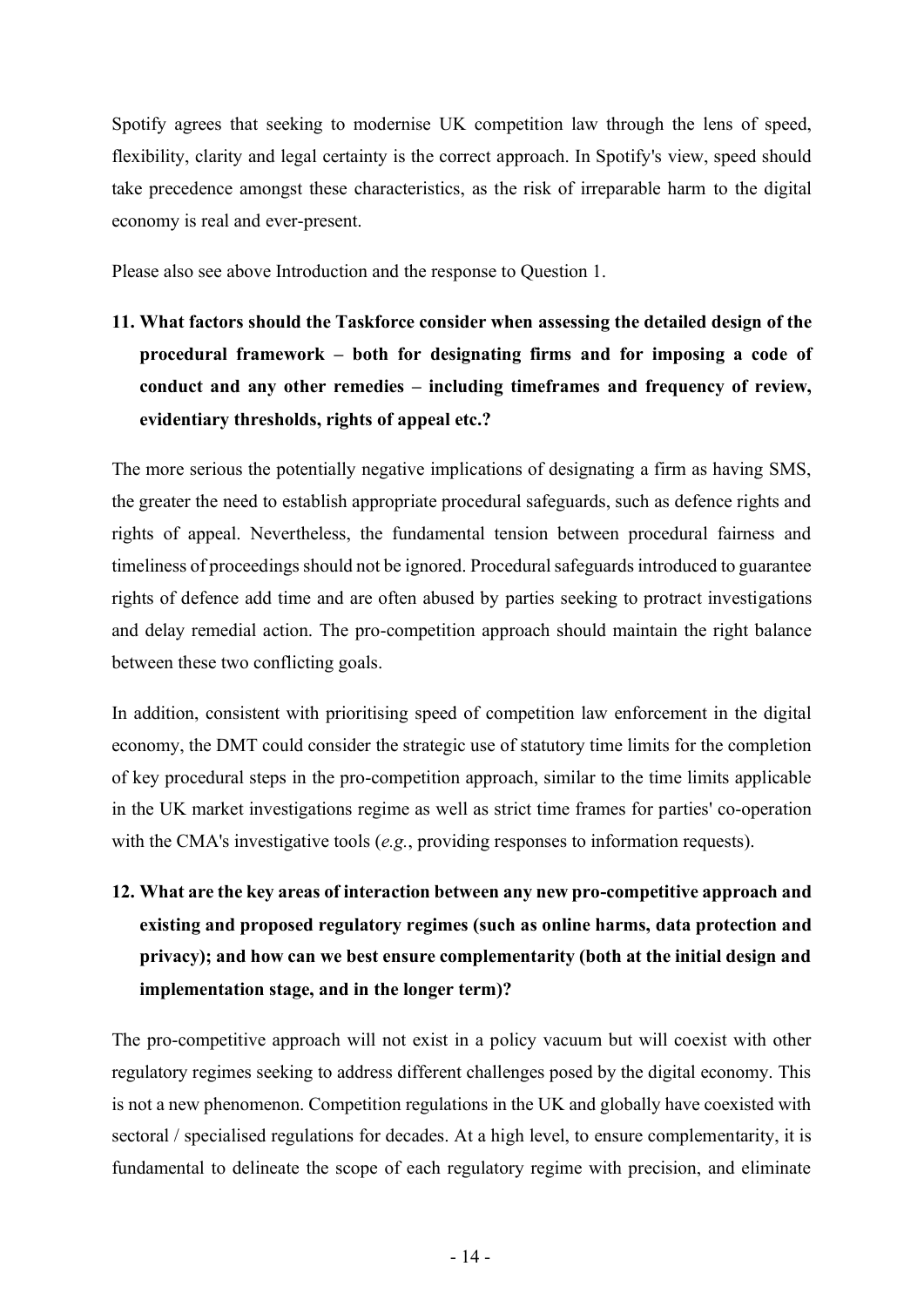Spotify agrees that seeking to modernise UK competition law through the lens of speed, flexibility, clarity and legal certainty is the correct approach. In Spotify's view, speed should take precedence amongst these characteristics, as the risk of irreparable harm to the digital economy is real and ever-present.

Please also see above Introduction and the response to Question 1.

**11. What factors should the Taskforce consider when assessing the detailed design of the procedural framework – both for designating firms and for imposing a code of conduct and any other remedies – including timeframes and frequency of review, evidentiary thresholds, rights of appeal etc.?**

The more serious the potentially negative implications of designating a firm as having SMS, the greater the need to establish appropriate procedural safeguards, such as defence rights and rights of appeal. Nevertheless, the fundamental tension between procedural fairness and timeliness of proceedings should not be ignored. Procedural safeguards introduced to guarantee rights of defence add time and are often abused by parties seeking to protract investigations and delay remedial action. The pro-competition approach should maintain the right balance between these two conflicting goals.

In addition, consistent with prioritising speed of competition law enforcement in the digital economy, the DMT could consider the strategic use of statutory time limits for the completion of key procedural steps in the pro-competition approach, similar to the time limits applicable in the UK market investigations regime as well as strict time frames for parties' co-operation with the CMA's investigative tools (*e.g.*, providing responses to information requests).

**12. What are the key areas of interaction between any new pro-competitive approach and existing and proposed regulatory regimes (such as online harms, data protection and privacy); and how can we best ensure complementarity (both at the initial design and implementation stage, and in the longer term)?**

The pro-competitive approach will not exist in a policy vacuum but will coexist with other regulatory regimes seeking to address different challenges posed by the digital economy. This is not a new phenomenon. Competition regulations in the UK and globally have coexisted with sectoral / specialised regulations for decades. At a high level, to ensure complementarity, it is fundamental to delineate the scope of each regulatory regime with precision, and eliminate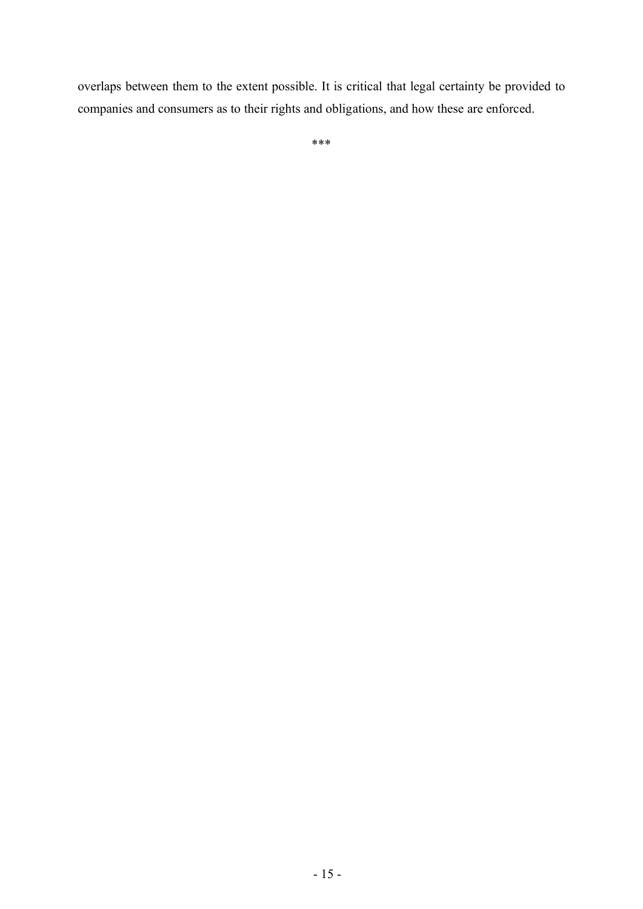overlaps between them to the extent possible. It is critical that legal certainty be provided to companies and consumers as to their rights and obligations, and how these are enforced.

***